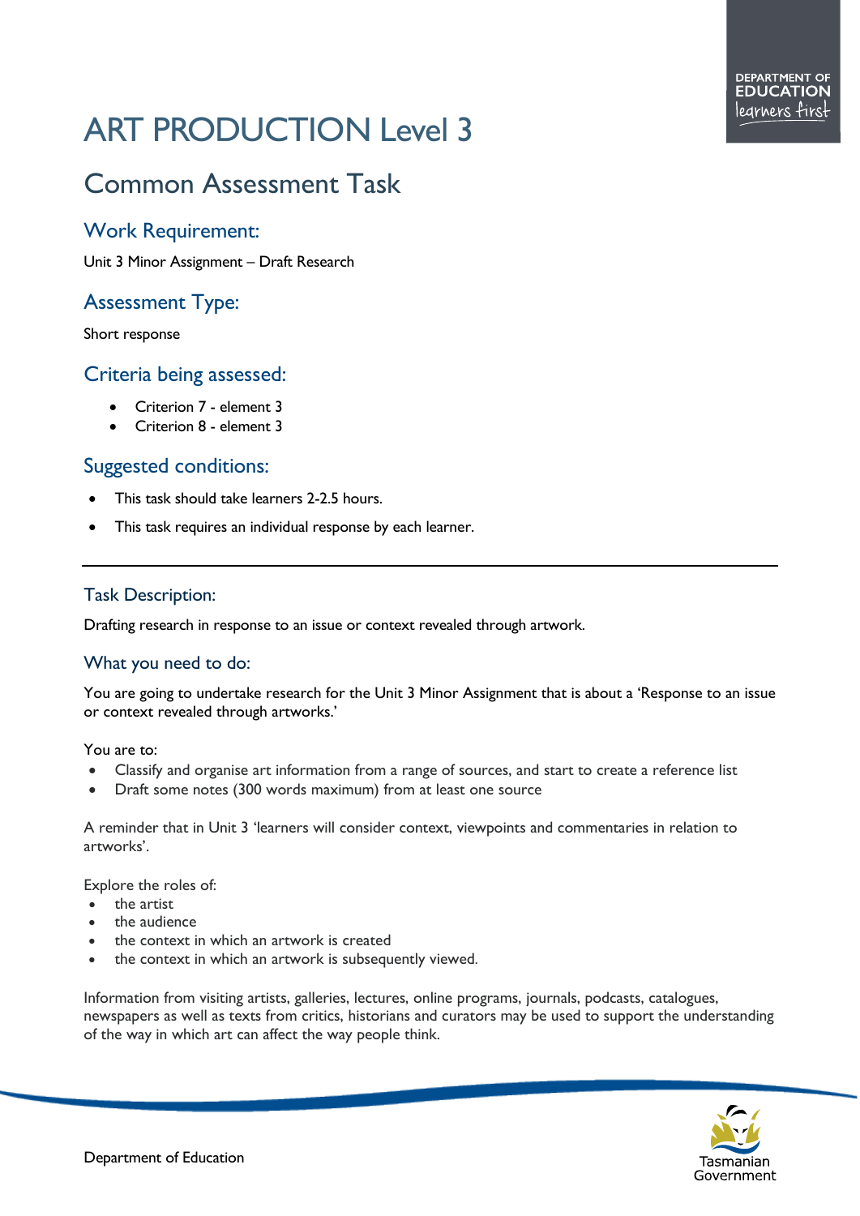# ART PRODUCTION Level 3

## Common Assessment Task

### Work Requirement:

Unit 3 Minor Assignment – Draft Research

### Assessment Type:

Short response

### Criteria being assessed:

- Criterion 7 - element 3
- Criterion 8 - element 3

### Suggested conditions:

- This task should take learners 2-2.5 hours.
- This task requires an individual response by each learner.

---

### Task Description:

Drafting research in response to an issue or context revealed through artwork.

### What you need to do:

You are going to undertake research for the Unit 3 Minor Assignment that is about a 'Response to an issue or context revealed through artworks.'

You are to:

- Classify and organise art information from a range of sources, and start to create a reference list
- Draft some notes (300 words maximum) from at least one source

A reminder that in Unit 3 'learners will consider context, viewpoints and commentaries in relation to artworks'.

Explore the roles of:

- the artist
- the audience
- the context in which an artwork is created
- the context in which an artwork is subsequently viewed.

Information from visiting artists, galleries, lectures, online programs, journals, podcasts, catalogues, newspapers as well as texts from critics, historians and curators may be used to support the understanding of the way in which art can affect the way people think.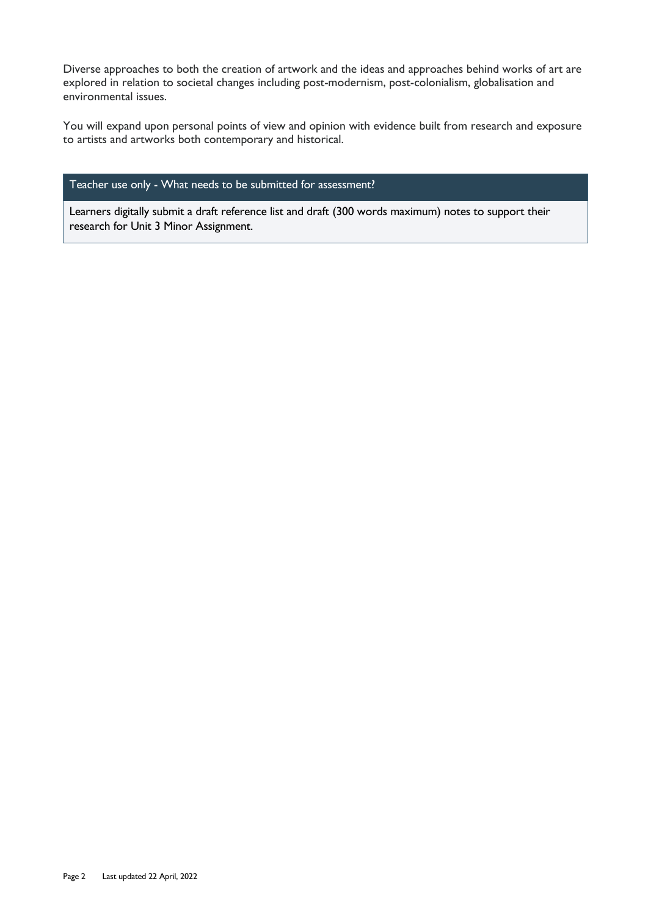Diverse approaches to both the creation of artwork and the ideas and approaches behind works of art are explored in relation to societal changes including post-modernism, post-colonialism, globalisation and environmental issues.

You will expand upon personal points of view and opinion with evidence built from research and exposure to artists and artworks both contemporary and historical.

| Teacher use only - What needs to be submitted for assessment? |
| --- |
| Learners digitally submit a draft reference list and draft (300 words maximum) notes to support their research for Unit 3 Minor Assignment. |